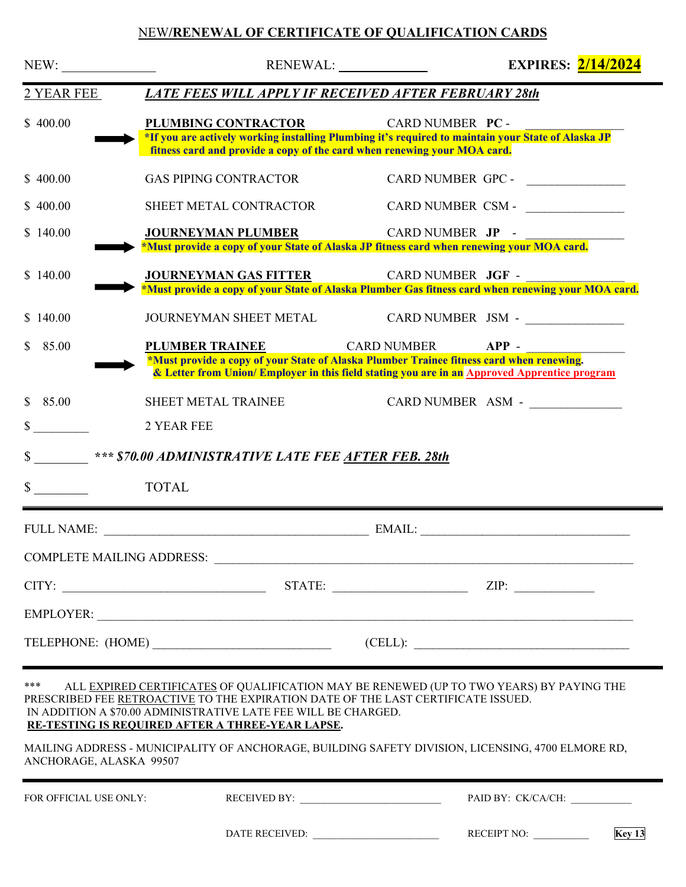# NEW/RENEWAL OF CERTIFICATE OF QUALIFICATION CARDS

NEW: ______________ RENEWAL: ______________ **EXPIRES: 2/14/2024**

2 YEAR FEE *LATE FEES WILL APPLY IF RECEIVED AFTER FEBRUARY 28th*

| 2 YEAR FEE | | |
|---|---|---|
| $ 400.00 | **PLUMBING CONTRACTOR**<br>**\*If you are actively working installing Plumbing it's required to maintain your State of Alaska JP fitness card and provide a copy of the card when renewing your MOA card.** | CARD NUMBER **PC** - ______________ |
| $ 400.00 | GAS PIPING CONTRACTOR | CARD NUMBER GPC - ______________ |
| $ 400.00 | SHEET METAL CONTRACTOR | CARD NUMBER CSM - ______________ |
| $ 140.00 | **JOURNEYMAN PLUMBER**<br>**\*Must provide a copy of your State of Alaska JP fitness card when renewing your MOA card.** | CARD NUMBER **JP** - ______________ |
| $ 140.00 | **JOURNEYMAN GAS FITTER**<br>**\*Must provide a copy of your State of Alaska Plumber Gas fitness card when renewing your MOA card.** | CARD NUMBER **JGF** - ______________ |
| $ 140.00 | JOURNEYMAN SHEET METAL | CARD NUMBER JSM - ______________ |
| $ 85.00 | **PLUMBER TRAINEE**<br>**\*Must provide a copy of your State of Alaska Plumber Trainee fitness card when renewing. & Letter from Union/ Employer in this field stating you are in an Approved Apprentice program** | CARD NUMBER **APP** - ______________ |
| $ 85.00 | SHEET METAL TRAINEE | CARD NUMBER ASM - ______________ |
| $ ________ | 2 YEAR FEE | |
| $ ________ | *\*\*\* $70.00 ADMINISTRATIVE LATE FEE AFTER FEB. 28th* | |
| $ ________ | TOTAL | |

FULL NAME: ________________________________ EMAIL: ________________________________

COMPLETE MAILING ADDRESS: ________________________________________________

CITY: ______________________ STATE: ______________________ ZIP: ____________

EMPLOYER: ________________________________________________

TELEPHONE: (HOME) ______________________ (CELL): ______________________

\*\*\* ALL EXPIRED CERTIFICATES OF QUALIFICATION MAY BE RENEWED (UP TO TWO YEARS) BY PAYING THE PRESCRIBED FEE RETROACTIVE TO THE EXPIRATION DATE OF THE LAST CERTIFICATE ISSUED. IN ADDITION A $70.00 ADMINISTRATIVE LATE FEE WILL BE CHARGED.
**RE-TESTING IS REQUIRED AFTER A THREE-YEAR LAPSE.**

MAILING ADDRESS - MUNICIPALITY OF ANCHORAGE, BUILDING SAFETY DIVISION, LICENSING, 4700 ELMORE RD, ANCHORAGE, ALASKA 99507

FOR OFFICIAL USE ONLY: RECEIVED BY: ______________________ PAID BY: CK/CA/CH: __________

DATE RECEIVED: ______________________ RECEIPT NO: __________ Key 13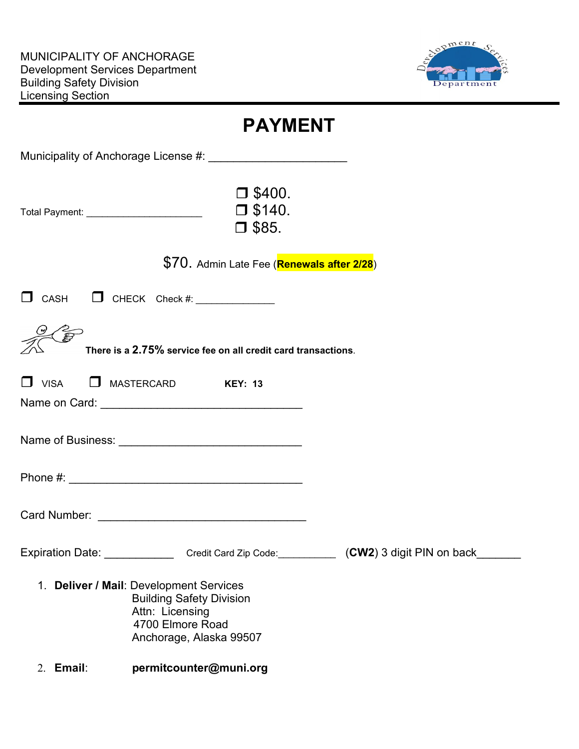MUNICIPALITY OF ANCHORAGE
Development Services Department
Building Safety Division
Licensing Section

# PAYMENT

Municipality of Anchorage License #: ____________________

Total Payment: ____________________

❒ $400.
❒ $140.
❒ $85.

$70. Admin Late Fee (**Renewals after 2/28**)

❒ CASH ❒ CHECK Check #: ______________

**There is a 2.75% service fee on all credit card transactions**.

❒ VISA ❒ MASTERCARD **KEY: 13**

Name on Card: ______________________________

Name of Business: ____________________________

Phone #: ____________________________________

Card Number: ________________________________

Expiration Date: ___________ Credit Card Zip Code:__________ (**CW2**) 3 digit PIN on back_______

1. **Deliver / Mail**: Development Services
   Building Safety Division
   Attn: Licensing
   4700 Elmore Road
   Anchorage, Alaska 99507

2. **Email**: **permitcounter@muni.org**